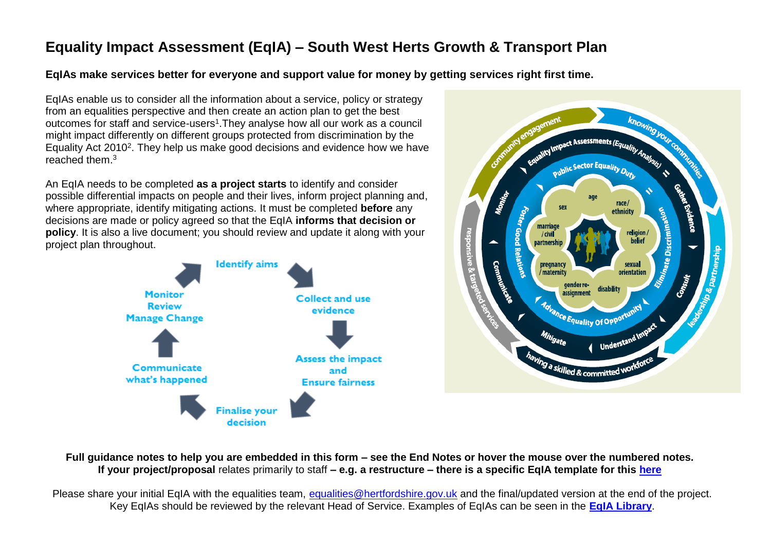# Equality Impact Assessment (EqIA) – South West Herts Growth & Transport Plan

**EqIAs make services better for everyone and support value for money by getting services right first time.**

EqIAs enable us to consider all the information about a service, policy or strategy from an equalities perspective and then create an action plan to get the best outcomes for staff and service-users[1].They analyse how all our work as a council might impact differently on different groups protected from discrimination by the Equality Act 2010[2]. They help us make good decisions and evidence how we have reached them.[3]

An EqIA needs to be completed **as a project starts** to identify and consider possible differential impacts on people and their lives, inform project planning and, where appropriate, identify mitigating actions. It must be completed **before** any decisions are made or policy agreed so that the EqIA **informs that decision or policy**. It is also a live document; you should review and update it along with your project plan throughout.

Identify aims → Collect and use evidence → Assess the impact and Ensure fairness → Finalise your decision → Communicate what's happened → Monitor Review Manage Change

**Full guidance notes to help you are embedded in this form – see the End Notes or hover the mouse over the numbered notes.**
**If your project/proposal** relates primarily to staff **– e.g. a restructure – there is a specific EqIA template for this [here]**

Please share your initial EqIA with the equalities team, equalities@hertfordshire.gov.uk and the final/updated version at the end of the project. Key EqIAs should be reviewed by the relevant Head of Service. Examples of EqIAs can be seen in the **[EqIA Library]**.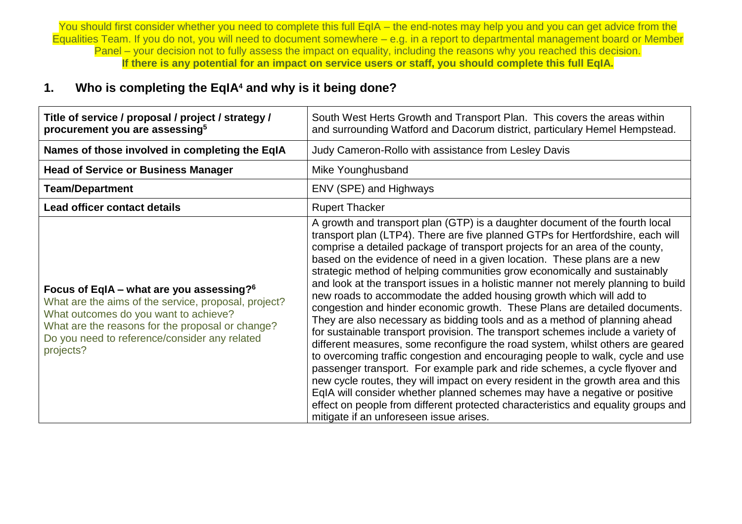You should first consider whether you need to complete this full EqIA – the end-notes may help you and you can get advice from the Equalities Team. If you do not, you will need to document somewhere – e.g. in a report to departmental management board or Member Panel – your decision not to fully assess the impact on equality, including the reasons why you reached this decision.
**If there is any potential for an impact on service users or staff, you should complete this full EqIA.**

## 1. Who is completing the EqIA[4] and why is it being done?

| | |
|---|---|
| **Title of service / proposal / project / strategy / procurement you are assessing[5]** | South West Herts Growth and Transport Plan. This covers the areas within and surrounding Watford and Dacorum district, particulary Hemel Hempstead. |
| **Names of those involved in completing the EqIA** | Judy Cameron-Rollo with assistance from Lesley Davis |
| **Head of Service or Business Manager** | Mike Younghusband |
| **Team/Department** | ENV (SPE) and Highways |
| **Lead officer contact details** | Rupert Thacker |
| **Focus of EqIA – what are you assessing?[6]** What are the aims of the service, proposal, project? What outcomes do you want to achieve? What are the reasons for the proposal or change? Do you need to reference/consider any related projects? | A growth and transport plan (GTP) is a daughter document of the fourth local transport plan (LTP4). There are five planned GTPs for Hertfordshire, each will comprise a detailed package of transport projects for an area of the county, based on the evidence of need in a given location. These plans are a new strategic method of helping communities grow economically and sustainably and look at the transport issues in a holistic manner not merely planning to build new roads to accommodate the added housing growth which will add to congestion and hinder economic growth. These Plans are detailed documents. They are also necessary as bidding tools and as a method of planning ahead for sustainable transport provision. The transport schemes include a variety of different measures, some reconfigure the road system, whilst others are geared to overcoming traffic congestion and encouraging people to walk, cycle and use passenger transport. For example park and ride schemes, a cycle flyover and new cycle routes, they will impact on every resident in the growth area and this EqIA will consider whether planned schemes may have a negative or positive effect on people from different protected characteristics and equality groups and mitigate if an unforeseen issue arises. |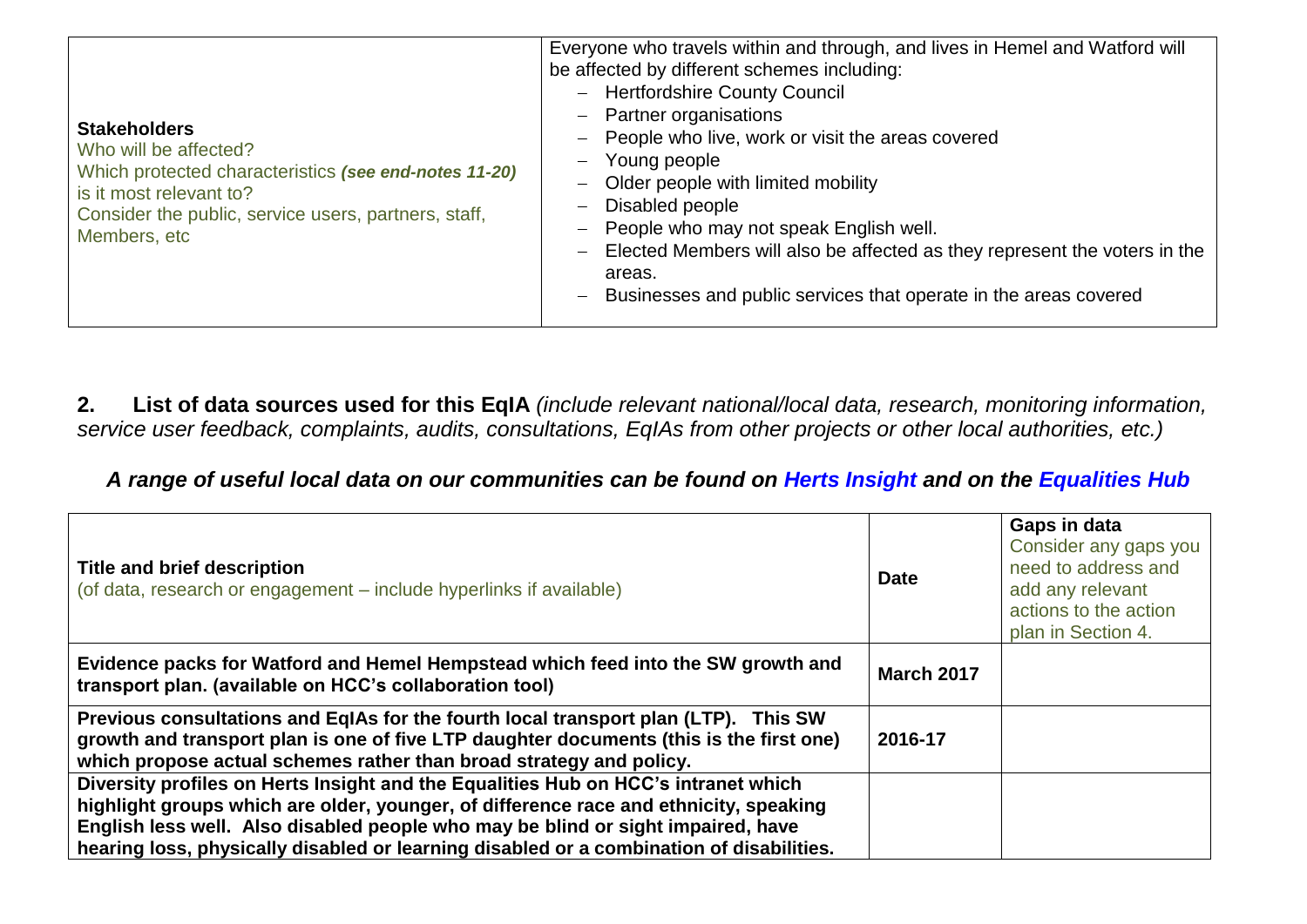| **Stakeholders**<br>Who will be affected?<br>Which protected characteristics ***(see end-notes 11-20)*** is it most relevant to?<br>Consider the public, service users, partners, staff, Members, etc | Everyone who travels within and through, and lives in Hemel and Watford will be affected by different schemes including:<br>– Hertfordshire County Council<br>– Partner organisations<br>– People who live, work or visit the areas covered<br>– Young people<br>– Older people with limited mobility<br>– Disabled people<br>– People who may not speak English well.<br>– Elected Members will also be affected as they represent the voters in the areas.<br>– Businesses and public services that operate in the areas covered |
|---|---|

## 2. List of data sources used for this EqIA *(include relevant national/local data, research, monitoring information, service user feedback, complaints, audits, consultations, EqIAs from other projects or other local authorities, etc.)*

***A range of useful local data on our communities can be found on Herts Insight and on the Equalities Hub***

| **Title and brief description**<br>(of data, research or engagement – include hyperlinks if available) | **Date** | **Gaps in data**<br>Consider any gaps you need to address and add any relevant actions to the action plan in Section 4. |
|---|---|---|
| **Evidence packs for Watford and Hemel Hempstead which feed into the SW growth and transport plan. (available on HCC's collaboration tool)** | **March 2017** | |
| **Previous consultations and EqIAs for the fourth local transport plan (LTP). This SW growth and transport plan is one of five LTP daughter documents (this is the first one) which propose actual schemes rather than broad strategy and policy.** | **2016-17** | |
| **Diversity profiles on Herts Insight and the Equalities Hub on HCC's intranet which highlight groups which are older, younger, of difference race and ethnicity, speaking English less well. Also disabled people who may be blind or sight impaired, have hearing loss, physically disabled or learning disabled or a combination of disabilities.** | | |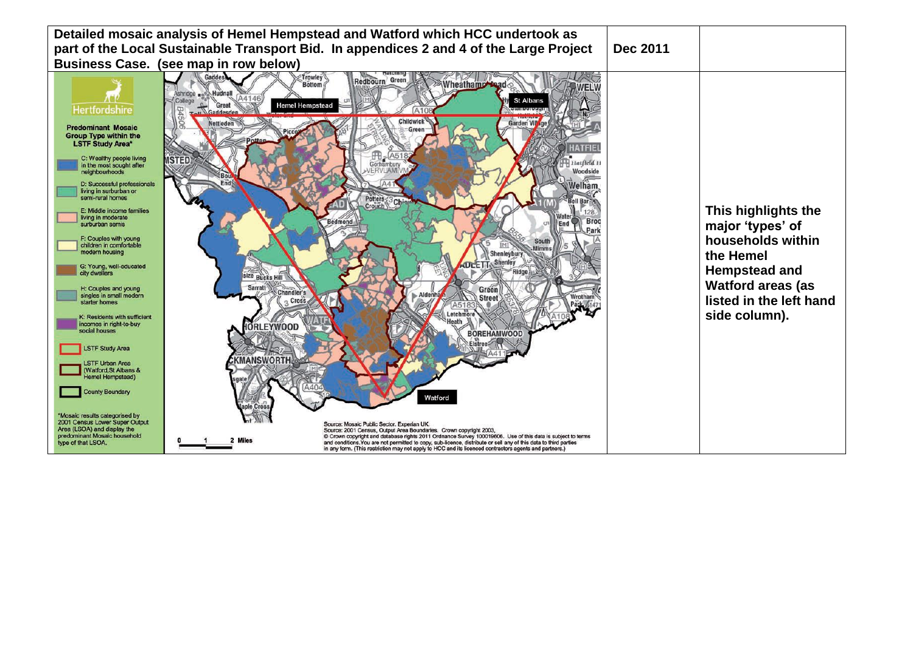| Detailed mosaic analysis of Hemel Hempstead and Watford which HCC undertook as part of the Local Sustainable Transport Bid. In appendices 2 and 4 of the Large Project Business Case. (see map in row below) | Dec 2011 | |
|---|---|---|
| | | This highlights the major 'types' of households within the Hemel Hempstead and Watford areas (as listed in the left hand side column). |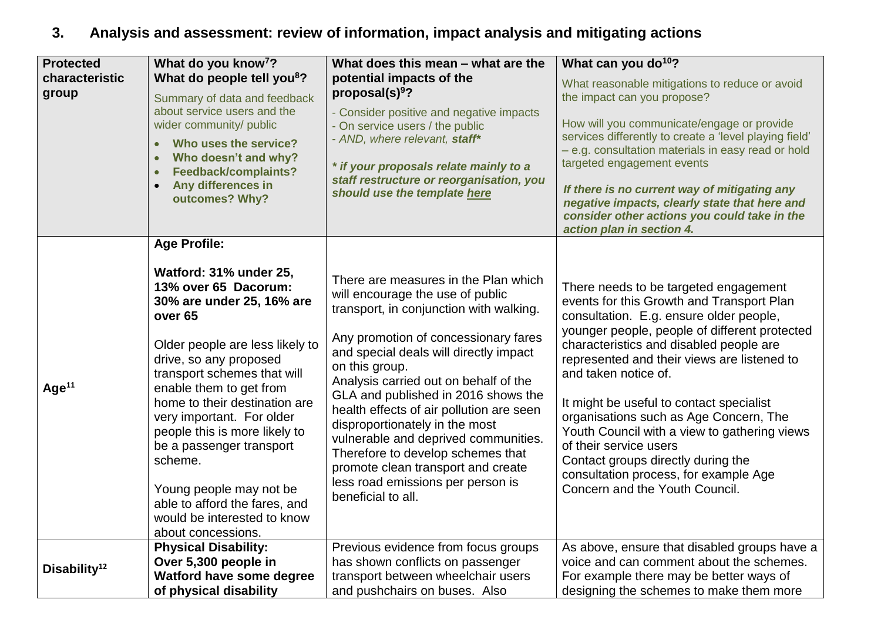## 3. Analysis and assessment: review of information, impact analysis and mitigating actions

| Protected characteristic group | What do you know[7]? What do people tell you[8]? Summary of data and feedback about service users and the wider community/ public<br>• **Who uses the service?**<br>• **Who doesn't and why?**<br>• **Feedback/complaints?**<br>• **Any differences in outcomes? Why?** | What does this mean – what are the potential impacts of the proposal(s)[9]?<br>- Consider positive and negative impacts<br>- On service users / the public<br>- *AND, where relevant,* ***staff****<br><br>***\* if your proposals relate mainly to a staff restructure or reorganisation, you should use the template here*** | What can you do[10]?<br>What reasonable mitigations to reduce or avoid the impact can you propose?<br><br>How will you communicate/engage or provide services differently to create a 'level playing field' – e.g. consultation materials in easy read or hold targeted engagement events<br><br>***If there is no current way of mitigating any negative impacts, clearly state that here and consider other actions you could take in the action plan in section 4.*** |
|---|---|---|---|
| Age[11] | **Age Profile:**<br><br>**Watford: 31% under 25, 13% over 65 Dacorum: 30% are under 25, 16% are over 65**<br><br>Older people are less likely to drive, so any proposed transport schemes that will enable them to get from home to their destination are very important. For older people this is more likely to be a passenger transport scheme.<br><br>Young people may not be able to afford the fares, and would be interested to know about concessions. | There are measures in the Plan which will encourage the use of public transport, in conjunction with walking.<br><br>Any promotion of concessionary fares and special deals will directly impact on this group.<br>Analysis carried out on behalf of the GLA and published in 2016 shows the health effects of air pollution are seen disproportionately in the most vulnerable and deprived communities. Therefore to develop schemes that promote clean transport and create less road emissions per person is beneficial to all. | There needs to be targeted engagement events for this Growth and Transport Plan consultation. E.g. ensure older people, younger people, people of different protected characteristics and disabled people are represented and their views are listened to and taken notice of.<br><br>It might be useful to contact specialist organisations such as Age Concern, The Youth Council with a view to gathering views of their service users<br>Contact groups directly during the consultation process, for example Age Concern and the Youth Council. |
| Disability[12] | **Physical Disability:**<br>**Over 5,300 people in Watford have some degree of physical disability** | Previous evidence from focus groups has shown conflicts on passenger transport between wheelchair users and pushchairs on buses. Also | As above, ensure that disabled groups have a voice and can comment about the schemes. For example there may be better ways of designing the schemes to make them more |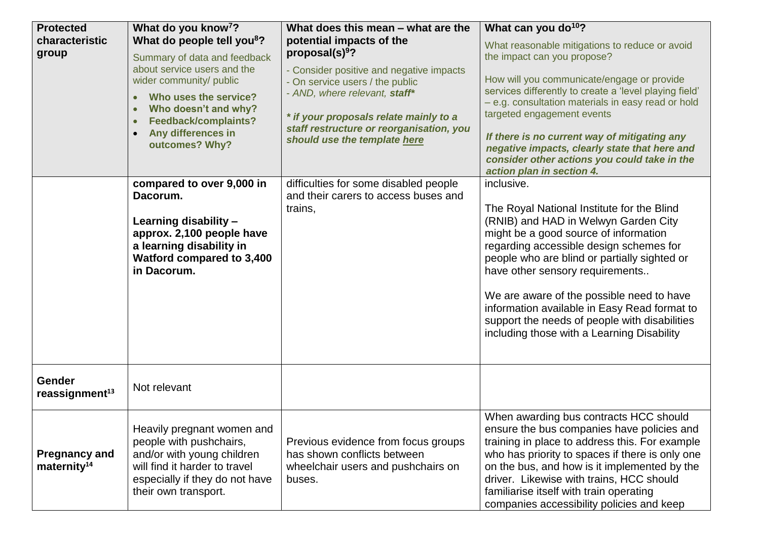| Protected characteristic group | What do you know[7]? What do people tell you[8]? Summary of data and feedback about service users and the wider community/ public<br>• **Who uses the service?**<br>• **Who doesn't and why?**<br>• **Feedback/complaints?**<br>• **Any differences in outcomes? Why?** | What does this mean – what are the potential impacts of the proposal(s)[9]?<br>- Consider positive and negative impacts<br>- On service users / the public<br>- *AND, where relevant,* ***staff****<br>***\* if your proposals relate mainly to a staff restructure or reorganisation, you should use the template here*** | What can you do[10]?<br>What reasonable mitigations to reduce or avoid the impact can you propose?<br>How will you communicate/engage or provide services differently to create a 'level playing field' – e.g. consultation materials in easy read or hold targeted engagement events<br>***If there is no current way of mitigating any negative impacts, clearly state that here and consider other actions you could take in the action plan in section 4.*** |
|---|---|---|---|
| | **compared to over 9,000 in Dacorum.**<br>**Learning disability – approx. 2,100 people have a learning disability in Watford compared to 3,400 in Dacorum.** | difficulties for some disabled people and their carers to access buses and trains, | inclusive.<br>The Royal National Institute for the Blind (RNIB) and HAD in Welwyn Garden City might be a good source of information regarding accessible design schemes for people who are blind or partially sighted or have other sensory requirements..<br>We are aware of the possible need to have information available in Easy Read format to support the needs of people with disabilities including those with a Learning Disability |
| **Gender reassignment[13]** | Not relevant | | |
| **Pregnancy and maternity[14]** | Heavily pregnant women and people with pushchairs, and/or with young children will find it harder to travel especially if they do not have their own transport. | Previous evidence from focus groups has shown conflicts between wheelchair users and pushchairs on buses. | When awarding bus contracts HCC should ensure the bus companies have policies and training in place to address this. For example who has priority to spaces if there is only one on the bus, and how is it implemented by the driver. Likewise with trains, HCC should familiarise itself with train operating companies accessibility policies and keep |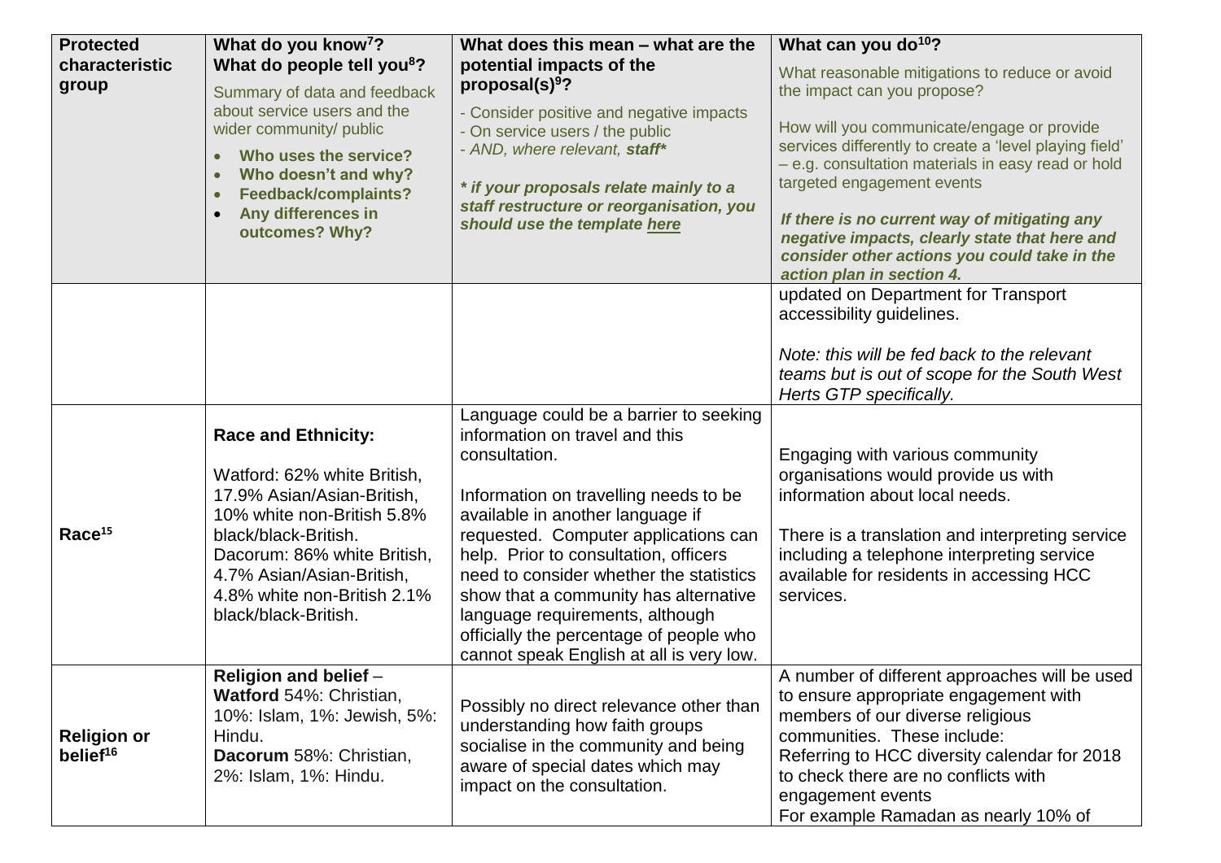| Protected characteristic group | What do you know[7]? What do people tell you[8]? Summary of data and feedback about service users and the wider community/ public<br>• **Who uses the service?**<br>• **Who doesn't and why?**<br>• **Feedback/complaints?**<br>• **Any differences in outcomes? Why?** | What does this mean – what are the potential impacts of the proposal(s)[9]?<br>- Consider positive and negative impacts<br>- On service users / the public<br>- *AND, where relevant,* ***staff****<br>***\* if your proposals relate mainly to a staff restructure or reorganisation, you should use the template here*** | What can you do[10]?<br>What reasonable mitigations to reduce or avoid the impact can you propose?<br>How will you communicate/engage or provide services differently to create a 'level playing field' – e.g. consultation materials in easy read or hold targeted engagement events<br>***If there is no current way of mitigating any negative impacts, clearly state that here and consider other actions you could take in the action plan in section 4.*** |
|---|---|---|---|
| | | | updated on Department for Transport accessibility guidelines.<br><br>*Note: this will be fed back to the relevant teams but is out of scope for the South West Herts GTP specifically.* |
| **Race[15]** | **Race and Ethnicity:**<br><br>Watford: 62% white British, 17.9% Asian/Asian-British, 10% white non-British 5.8% black/black-British.<br>Dacorum: 86% white British, 4.7% Asian/Asian-British, 4.8% white non-British 2.1% black/black-British. | Language could be a barrier to seeking information on travel and this consultation.<br><br>Information on travelling needs to be available in another language if requested. Computer applications can help. Prior to consultation, officers need to consider whether the statistics show that a community has alternative language requirements, although officially the percentage of people who cannot speak English at all is very low. | Engaging with various community organisations would provide us with information about local needs.<br><br>There is a translation and interpreting service including a telephone interpreting service available for residents in accessing HCC services. |
| **Religion or belief[16]** | **Religion and belief** –<br>**Watford** 54%: Christian, 10%: Islam, 1%: Jewish, 5%: Hindu.<br>**Dacorum** 58%: Christian, 2%: Islam, 1%: Hindu. | Possibly no direct relevance other than understanding how faith groups socialise in the community and being aware of special dates which may impact on the consultation. | A number of different approaches will be used to ensure appropriate engagement with members of our diverse religious communities. These include:<br>Referring to HCC diversity calendar for 2018 to check there are no conflicts with engagement events<br>For example Ramadan as nearly 10% of |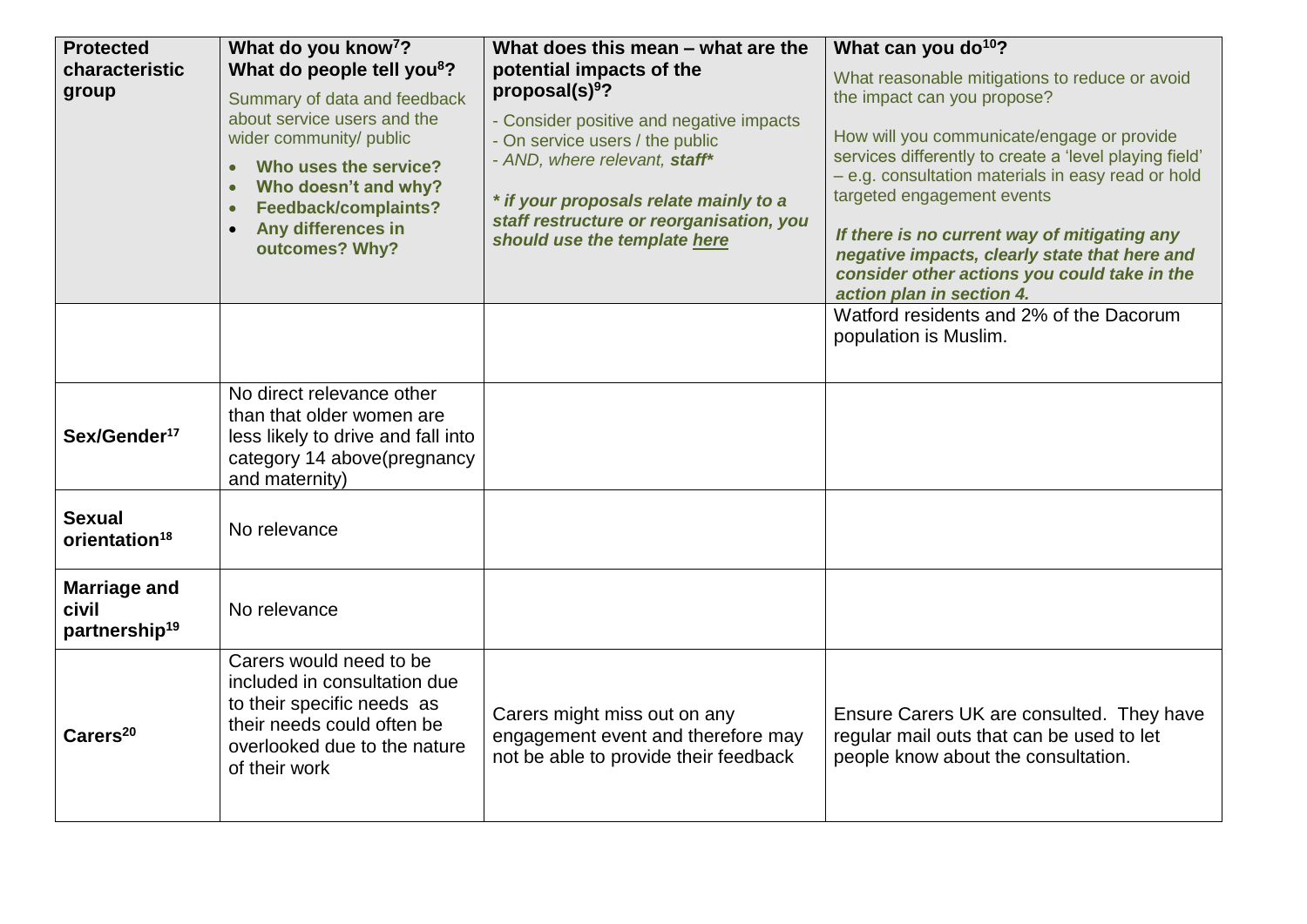| Protected characteristic group | What do you know[7]? What do people tell you[8]? Summary of data and feedback about service users and the wider community/ public<br>• **Who uses the service?**<br>• **Who doesn't and why?**<br>• **Feedback/complaints?**<br>• **Any differences in outcomes? Why?** | What does this mean – what are the potential impacts of the proposal(s)[9]?<br>- Consider positive and negative impacts<br>- On service users / the public<br>- *AND, where relevant,* ***staff****<br>***\* if your proposals relate mainly to a staff restructure or reorganisation, you should use the template here*** | What can you do[10]?<br>What reasonable mitigations to reduce or avoid the impact can you propose?<br>How will you communicate/engage or provide services differently to create a 'level playing field' – e.g. consultation materials in easy read or hold targeted engagement events<br>***If there is no current way of mitigating any negative impacts, clearly state that here and consider other actions you could take in the action plan in section 4.*** |
|---|---|---|---|
| | | | Watford residents and 2% of the Dacorum population is Muslim. |
| **Sex/Gender[17]** | No direct relevance other than that older women are less likely to drive and fall into category 14 above(pregnancy and maternity) | | |
| **Sexual orientation[18]** | No relevance | | |
| **Marriage and civil partnership[19]** | No relevance | | |
| **Carers[20]** | Carers would need to be included in consultation due to their specific needs as their needs could often be overlooked due to the nature of their work | Carers might miss out on any engagement event and therefore may not be able to provide their feedback | Ensure Carers UK are consulted. They have regular mail outs that can be used to let people know about the consultation. |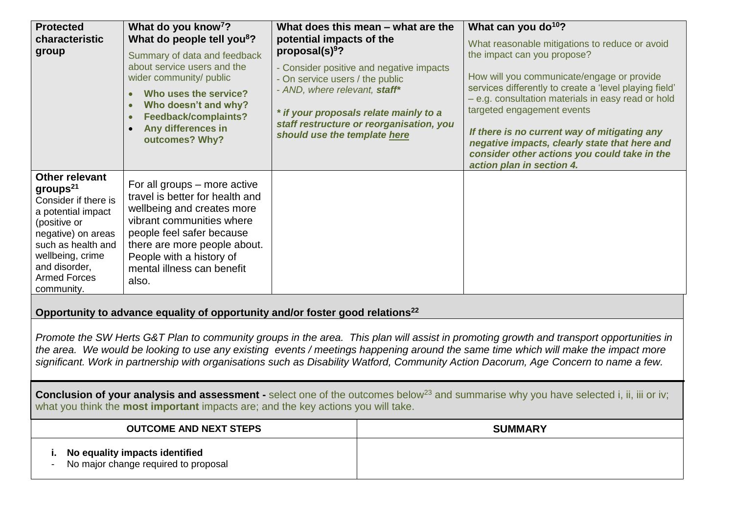| **Protected characteristic group** | **What do you know[7]? What do people tell you[8]?** Summary of data and feedback about service users and the wider community/ public <ul><li>**Who uses the service?**</li><li>**Who doesn't and why?**</li><li>**Feedback/complaints?**</li><li>**Any differences in outcomes? Why?**</li></ul> | **What does this mean – what are the potential impacts of the proposal(s)[9]?** - Consider positive and negative impacts - On service users / the public - *AND, where relevant, **staff**** ***\* if your proposals relate mainly to a staff restructure or reorganisation, you should use the template here*** | **What can you do[10]?** What reasonable mitigations to reduce or avoid the impact can you propose? How will you communicate/engage or provide services differently to create a 'level playing field' – e.g. consultation materials in easy read or hold targeted engagement events ***If there is no current way of mitigating any negative impacts, clearly state that here and consider other actions you could take in the action plan in section 4.*** |
|---|---|---|---|
| **Other relevant groups[21]** Consider if there is a potential impact (positive or negative) on areas such as health and wellbeing, crime and disorder, Armed Forces community. | For all groups – more active travel is better for health and wellbeing and creates more vibrant communities where people feel safer because there are more people about. People with a history of mental illness can benefit also. | | |

**Opportunity to advance equality of opportunity and/or foster good relations[22]**

*Promote the SW Herts G&T Plan to community groups in the area. This plan will assist in promoting growth and transport opportunities in the area. We would be looking to use any existing events / meetings happening around the same time which will make the impact more significant. Work in partnership with organisations such as Disability Watford, Community Action Dacorum, Age Concern to name a few.*

**Conclusion of your analysis and assessment -** select one of the outcomes below[23] and summarise why you have selected i, ii, iii or iv; what you think the **most important** impacts are; and the key actions you will take.

| **OUTCOME AND NEXT STEPS** | **SUMMARY** |
|---|---|
| **i. No equality impacts identified** - No major change required to proposal | |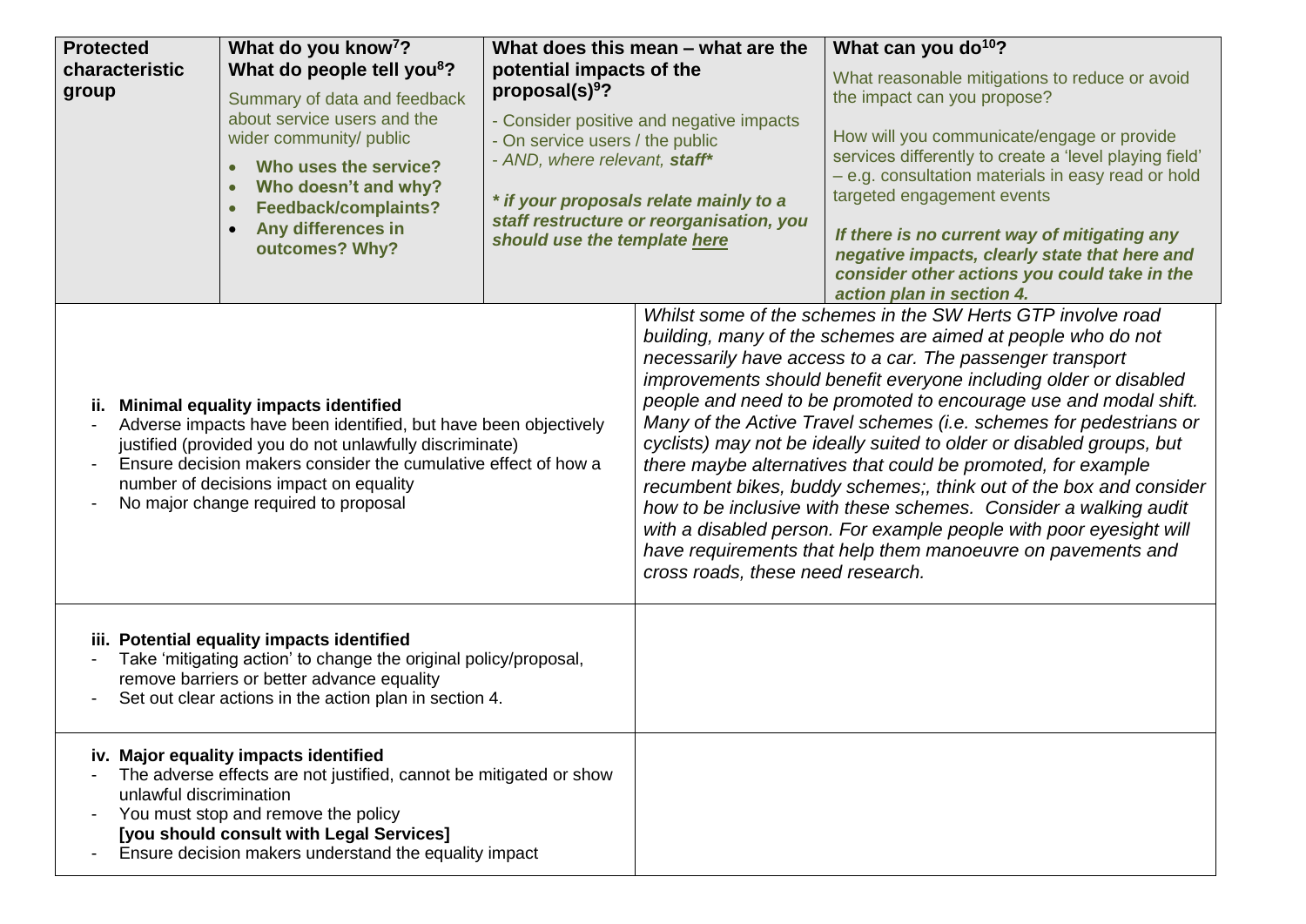| Protected characteristic group | What do you know[7]? What do people tell you[8]? | What does this mean – what are the potential impacts of the proposal(s)[9]? | What can you do[10]? |
|---|---|---|---|
| | Summary of data and feedback about service users and the wider community/ public<br>• **Who uses the service?**<br>• **Who doesn't and why?**<br>• **Feedback/complaints?**<br>• **Any differences in outcomes? Why?** | - Consider positive and negative impacts<br>- On service users / the public<br>- *AND, where relevant,* ***staff****<br><br>***\* if your proposals relate mainly to a staff restructure or reorganisation, you should use the template here*** | What reasonable mitigations to reduce or avoid the impact can you propose?<br><br>How will you communicate/engage or provide services differently to create a 'level playing field' – e.g. consultation materials in easy read or hold targeted engagement events<br><br>***If there is no current way of mitigating any negative impacts, clearly state that here and consider other actions you could take in the action plan in section 4.*** |

| | |
|---|---|
| **ii. Minimal equality impacts identified**<br>- Adverse impacts have been identified, but have been objectively justified (provided you do not unlawfully discriminate)<br>- Ensure decision makers consider the cumulative effect of how a number of decisions impact on equality<br>- No major change required to proposal | *Whilst some of the schemes in the SW Herts GTP involve road building, many of the schemes are aimed at people who do not necessarily have access to a car. The passenger transport improvements should benefit everyone including older or disabled people and need to be promoted to encourage use and modal shift. Many of the Active Travel schemes (i.e. schemes for pedestrians or cyclists) may not be ideally suited to older or disabled groups, but there maybe alternatives that could be promoted, for example recumbent bikes, buddy schemes;, think out of the box and consider how to be inclusive with these schemes. Consider a walking audit with a disabled person. For example people with poor eyesight will have requirements that help them manoeuvre on pavements and cross roads, these need research.* |
| **iii. Potential equality impacts identified**<br>- Take 'mitigating action' to change the original policy/proposal, remove barriers or better advance equality<br>- Set out clear actions in the action plan in section 4. | |
| **iv. Major equality impacts identified**<br>- The adverse effects are not justified, cannot be mitigated or show unlawful discrimination<br>- You must stop and remove the policy **[you should consult with Legal Services]**<br>- Ensure decision makers understand the equality impact | |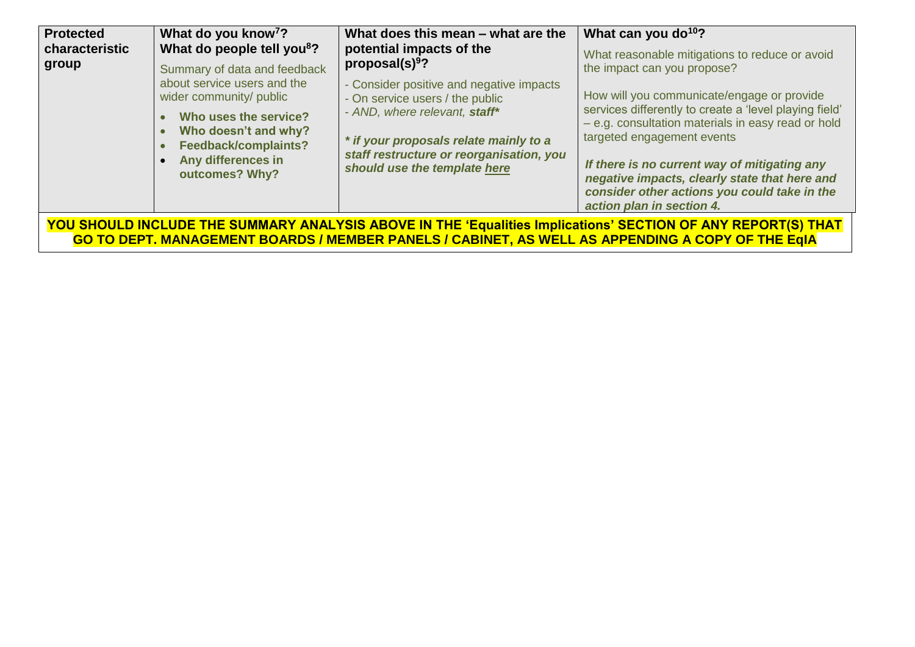| **Protected characteristic group** | **What do you know[7]?**<br>**What do people tell you[8]?**<br>Summary of data and feedback about service users and the wider community/ public<br>• **Who uses the service?**<br>• **Who doesn't and why?**<br>• **Feedback/complaints?**<br>• **Any differences in outcomes? Why?** | **What does this mean – what are the potential impacts of the proposal(s)[9]?**<br>- Consider positive and negative impacts<br>- On service users / the public<br>- *AND, where relevant,* ***staff****<br>***\* if your proposals relate mainly to a staff restructure or reorganisation, you should use the template here*** | **What can you do[10]?**<br>What reasonable mitigations to reduce or avoid the impact can you propose?<br>How will you communicate/engage or provide services differently to create a 'level playing field' – e.g. consultation materials in easy read or hold targeted engagement events<br>***If there is no current way of mitigating any negative impacts, clearly state that here and consider other actions you could take in the action plan in section 4.*** |
|---|---|---|---|

**YOU SHOULD INCLUDE THE SUMMARY ANALYSIS ABOVE IN THE 'Equalities Implications' SECTION OF ANY REPORT(S) THAT GO TO DEPT. MANAGEMENT BOARDS / MEMBER PANELS / CABINET, AS WELL AS APPENDING A COPY OF THE EqIA**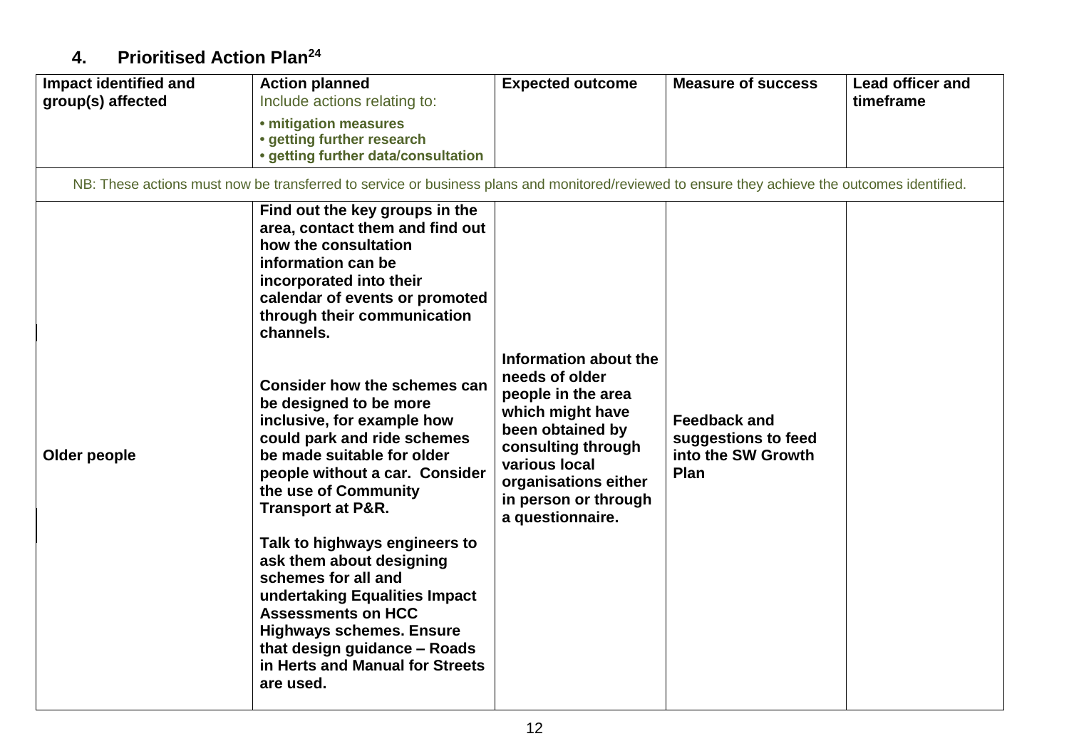## 4. Prioritised Action Plan[24]

| Impact identified and group(s) affected | Action planned<br>Include actions relating to:<br>• **mitigation measures**<br>• **getting further research**<br>• **getting further data/consultation** | Expected outcome | Measure of success | Lead officer and timeframe |
|---|---|---|---|---|
| NB: These actions must now be transferred to service or business plans and monitored/reviewed to ensure they achieve the outcomes identified. | | | | |
| **Older people** | **Find out the key groups in the area, contact them and find out how the consultation information can be incorporated into their calendar of events or promoted through their communication channels.**<br><br>**Consider how the schemes can be designed to be more inclusive, for example how could park and ride schemes be made suitable for older people without a car. Consider the use of Community Transport at P&R.**<br><br>**Talk to highways engineers to ask them about designing schemes for all and undertaking Equalities Impact Assessments on HCC Highways schemes. Ensure that design guidance – Roads in Herts and Manual for Streets are used.** | **Information about the needs of older people in the area which might have been obtained by consulting through various local organisations either in person or through a questionnaire.** | **Feedback and suggestions to feed into the SW Growth Plan** | |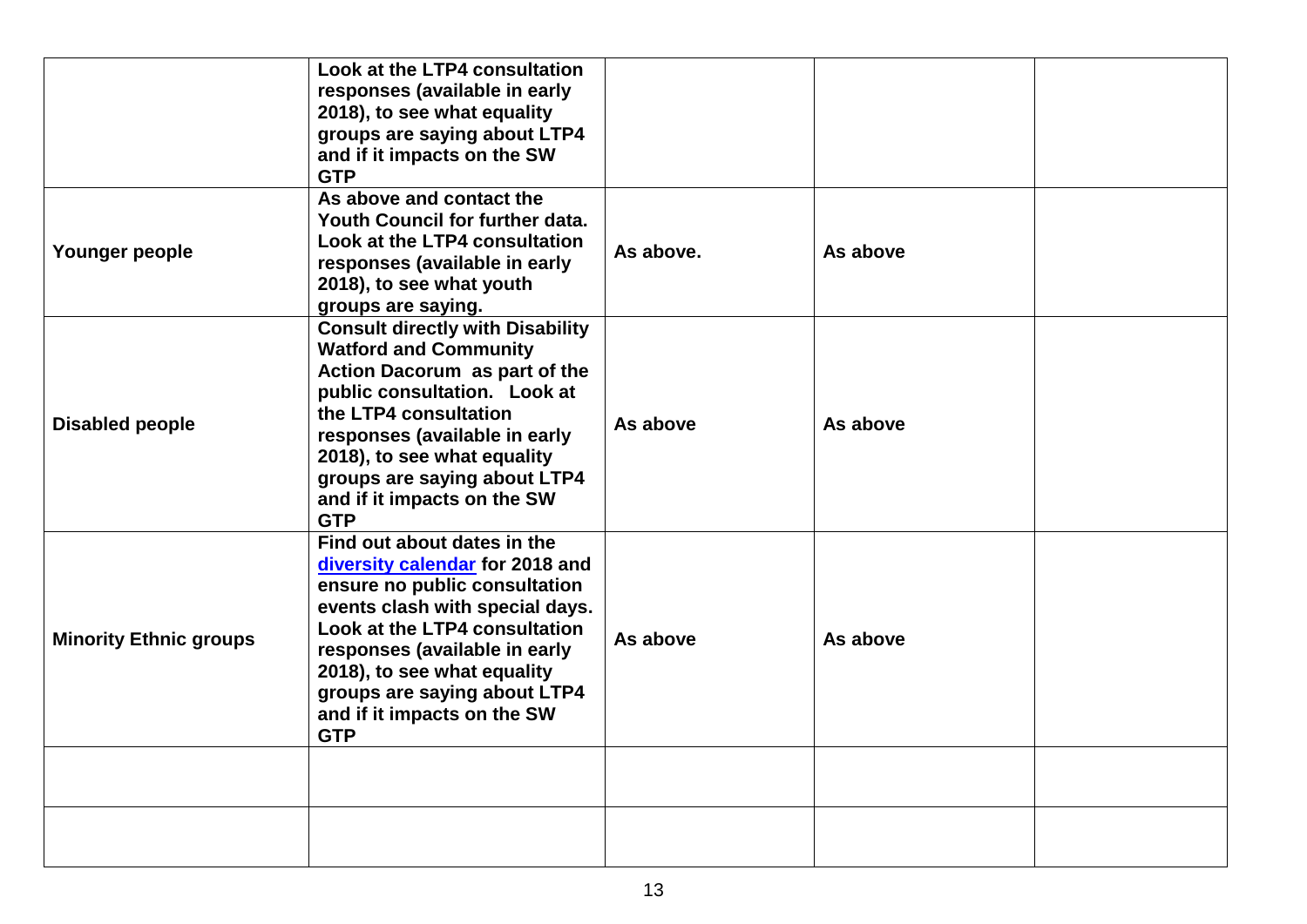| | | | | |
|---|---|---|---|---|
| | **Look at the LTP4 consultation responses (available in early 2018), to see what equality groups are saying about LTP4 and if it impacts on the SW GTP** | | | |
| **Younger people** | **As above and contact the Youth Council for further data. Look at the LTP4 consultation responses (available in early 2018), to see what youth groups are saying.** | **As above.** | **As above** | |
| **Disabled people** | **Consult directly with Disability Watford and Community Action Dacorum as part of the public consultation. Look at the LTP4 consultation responses (available in early 2018), to see what equality groups are saying about LTP4 and if it impacts on the SW GTP** | **As above** | **As above** | |
| **Minority Ethnic groups** | **Find out about dates in the [diversity calendar](diversity calendar) for 2018 and ensure no public consultation events clash with special days. Look at the LTP4 consultation responses (available in early 2018), to see what equality groups are saying about LTP4 and if it impacts on the SW GTP** | **As above** | **As above** | |
| | | | | |
| | | | | |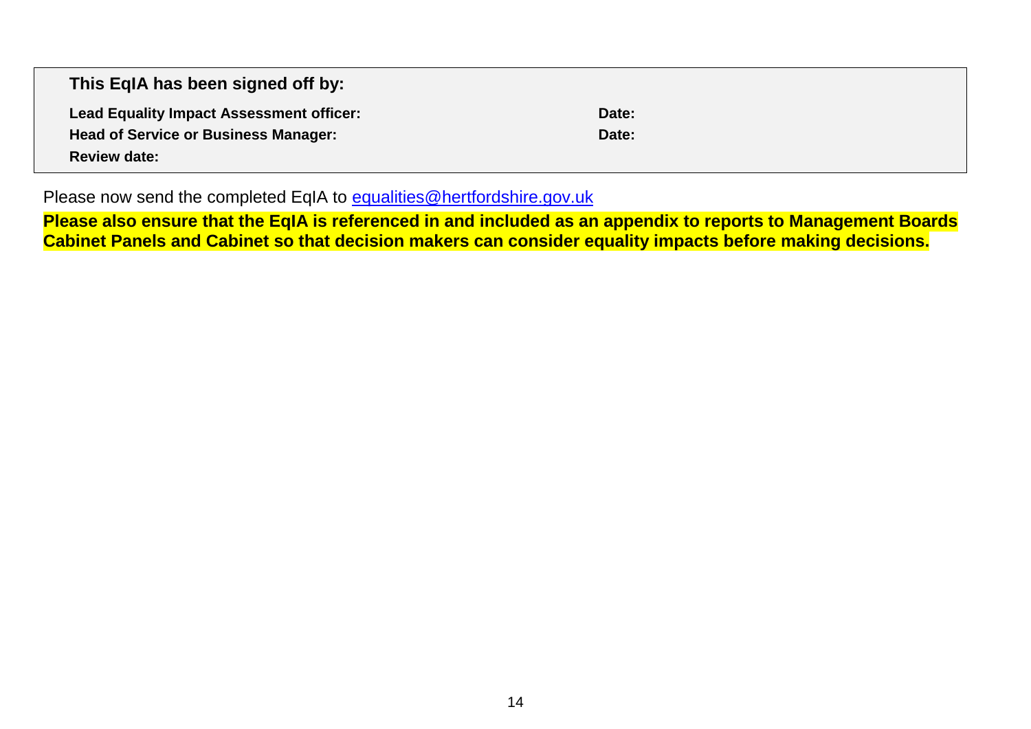| **This EqIA has been signed off by:** | |
|---|---|
| **Lead Equality Impact Assessment officer:** | **Date:** |
| **Head of Service or Business Manager:** | **Date:** |
| **Review date:** | |

Please now send the completed EqIA to [equalities@hertfordshire.gov.uk](mailto:equalities@hertfordshire.gov.uk)

**Please also ensure that the EqIA is referenced in and included as an appendix to reports to Management Boards Cabinet Panels and Cabinet so that decision makers can consider equality impacts before making decisions.**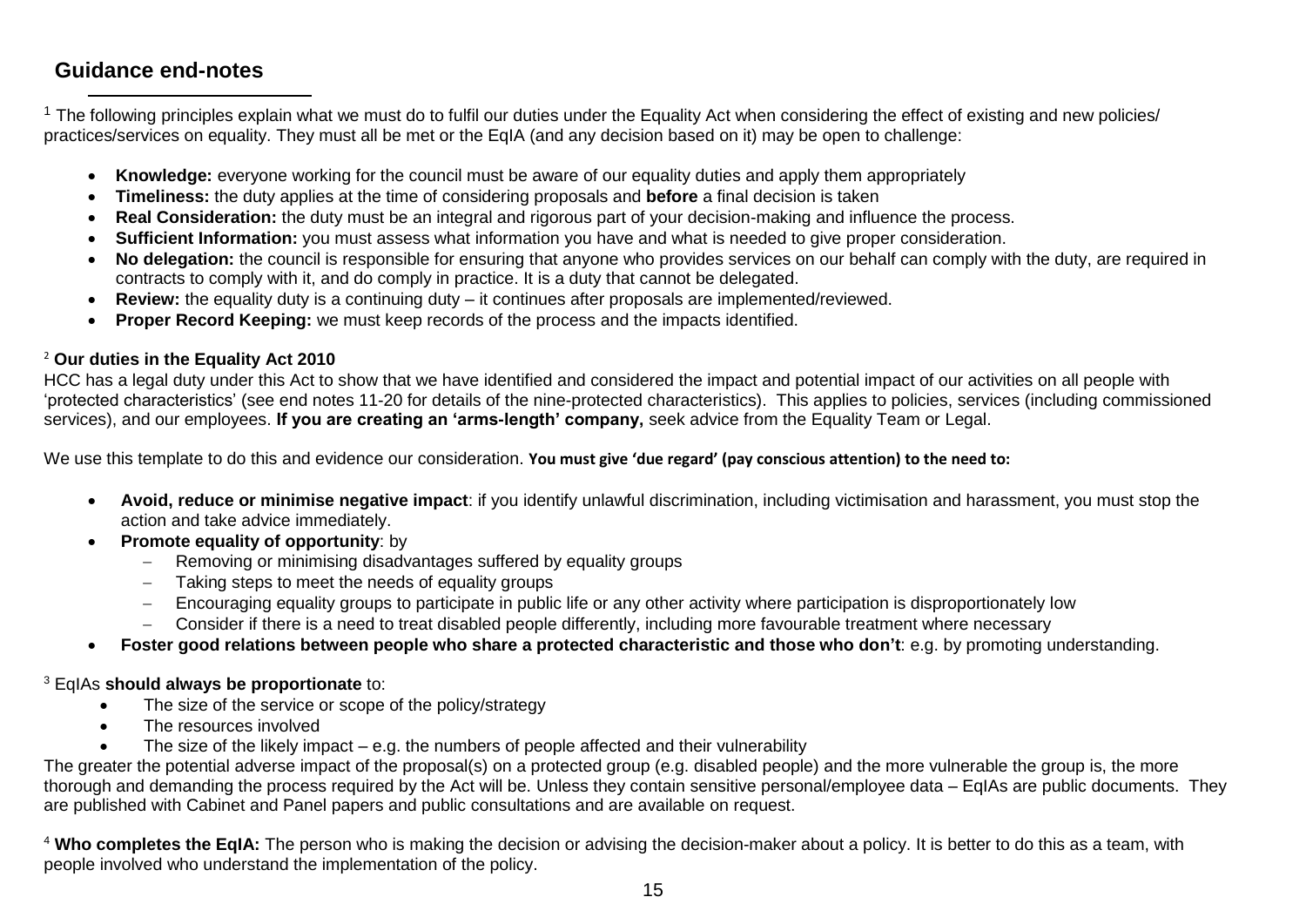## Guidance end-notes

[1] The following principles explain what we must do to fulfil our duties under the Equality Act when considering the effect of existing and new policies/ practices/services on equality. They must all be met or the EqIA (and any decision based on it) may be open to challenge:

- **Knowledge:** everyone working for the council must be aware of our equality duties and apply them appropriately
- **Timeliness:** the duty applies at the time of considering proposals and **before** a final decision is taken
- **Real Consideration:** the duty must be an integral and rigorous part of your decision-making and influence the process.
- **Sufficient Information:** you must assess what information you have and what is needed to give proper consideration.
- **No delegation:** the council is responsible for ensuring that anyone who provides services on our behalf can comply with the duty, are required in contracts to comply with it, and do comply in practice. It is a duty that cannot be delegated.
- **Review:** the equality duty is a continuing duty – it continues after proposals are implemented/reviewed.
- **Proper Record Keeping:** we must keep records of the process and the impacts identified.

[2] **Our duties in the Equality Act 2010**

HCC has a legal duty under this Act to show that we have identified and considered the impact and potential impact of our activities on all people with 'protected characteristics' (see end notes 11-20 for details of the nine-protected characteristics). This applies to policies, services (including commissioned services), and our employees. **If you are creating an 'arms-length' company,** seek advice from the Equality Team or Legal.

We use this template to do this and evidence our consideration. **You must give 'due regard' (pay conscious attention) to the need to:**

- **Avoid, reduce or minimise negative impact**: if you identify unlawful discrimination, including victimisation and harassment, you must stop the action and take advice immediately.
- **Promote equality of opportunity**: by
  - Removing or minimising disadvantages suffered by equality groups
  - Taking steps to meet the needs of equality groups
  - Encouraging equality groups to participate in public life or any other activity where participation is disproportionately low
  - Consider if there is a need to treat disabled people differently, including more favourable treatment where necessary
- **Foster good relations between people who share a protected characteristic and those who don't**: e.g. by promoting understanding.

[3] EqIAs **should always be proportionate** to:

- The size of the service or scope of the policy/strategy
- The resources involved
- The size of the likely impact – e.g. the numbers of people affected and their vulnerability

The greater the potential adverse impact of the proposal(s) on a protected group (e.g. disabled people) and the more vulnerable the group is, the more thorough and demanding the process required by the Act will be. Unless they contain sensitive personal/employee data – EqIAs are public documents. They are published with Cabinet and Panel papers and public consultations and are available on request.

[4] **Who completes the EqIA:** The person who is making the decision or advising the decision-maker about a policy. It is better to do this as a team, with people involved who understand the implementation of the policy.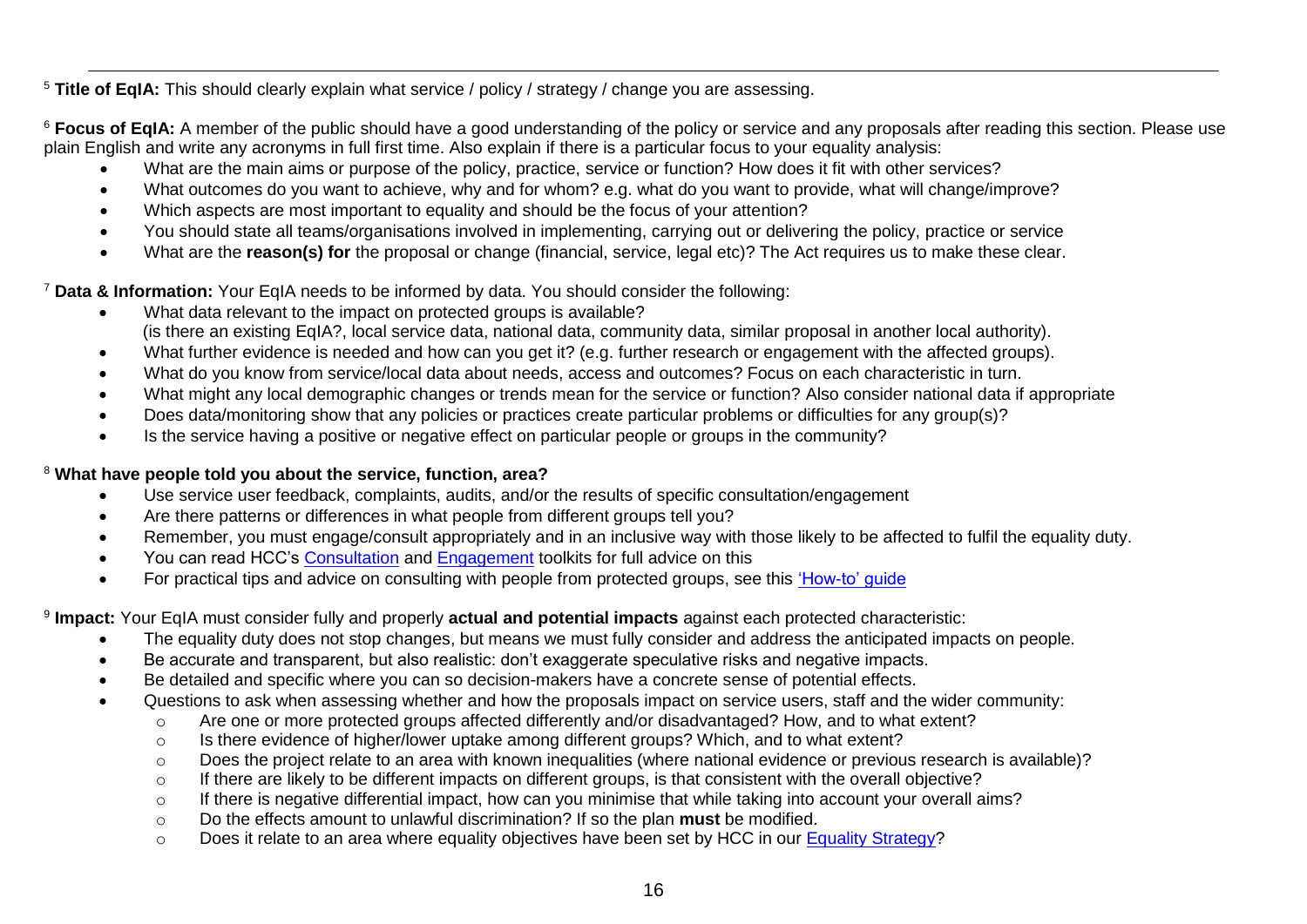[5] **Title of EqIA:** This should clearly explain what service / policy / strategy / change you are assessing.

[6] **Focus of EqIA:** A member of the public should have a good understanding of the policy or service and any proposals after reading this section. Please use plain English and write any acronyms in full first time. Also explain if there is a particular focus to your equality analysis:

- What are the main aims or purpose of the policy, practice, service or function? How does it fit with other services?
- What outcomes do you want to achieve, why and for whom? e.g. what do you want to provide, what will change/improve?
- Which aspects are most important to equality and should be the focus of your attention?
- You should state all teams/organisations involved in implementing, carrying out or delivering the policy, practice or service
- What are the **reason(s) for** the proposal or change (financial, service, legal etc)? The Act requires us to make these clear.

[7] **Data & Information:** Your EqIA needs to be informed by data. You should consider the following:

- What data relevant to the impact on protected groups is available?
  (is there an existing EqIA?, local service data, national data, community data, similar proposal in another local authority).
- What further evidence is needed and how can you get it? (e.g. further research or engagement with the affected groups).
- What do you know from service/local data about needs, access and outcomes? Focus on each characteristic in turn.
- What might any local demographic changes or trends mean for the service or function? Also consider national data if appropriate
- Does data/monitoring show that any policies or practices create particular problems or difficulties for any group(s)?
- Is the service having a positive or negative effect on particular people or groups in the community?

[8] **What have people told you about the service, function, area?**

- Use service user feedback, complaints, audits, and/or the results of specific consultation/engagement
- Are there patterns or differences in what people from different groups tell you?
- Remember, you must engage/consult appropriately and in an inclusive way with those likely to be affected to fulfil the equality duty.
- You can read HCC's Consultation and Engagement toolkits for full advice on this
- For practical tips and advice on consulting with people from protected groups, see this 'How-to' guide

[9] **Impact:** Your EqIA must consider fully and properly **actual and potential impacts** against each protected characteristic:

- The equality duty does not stop changes, but means we must fully consider and address the anticipated impacts on people.
- Be accurate and transparent, but also realistic: don't exaggerate speculative risks and negative impacts.
- Be detailed and specific where you can so decision-makers have a concrete sense of potential effects.
- Questions to ask when assessing whether and how the proposals impact on service users, staff and the wider community:
  - Are one or more protected groups affected differently and/or disadvantaged? How, and to what extent?
  - Is there evidence of higher/lower uptake among different groups? Which, and to what extent?
  - Does the project relate to an area with known inequalities (where national evidence or previous research is available)?
  - If there are likely to be different impacts on different groups, is that consistent with the overall objective?
  - If there is negative differential impact, how can you minimise that while taking into account your overall aims?
  - Do the effects amount to unlawful discrimination? If so the plan **must** be modified.
  - Does it relate to an area where equality objectives have been set by HCC in our Equality Strategy?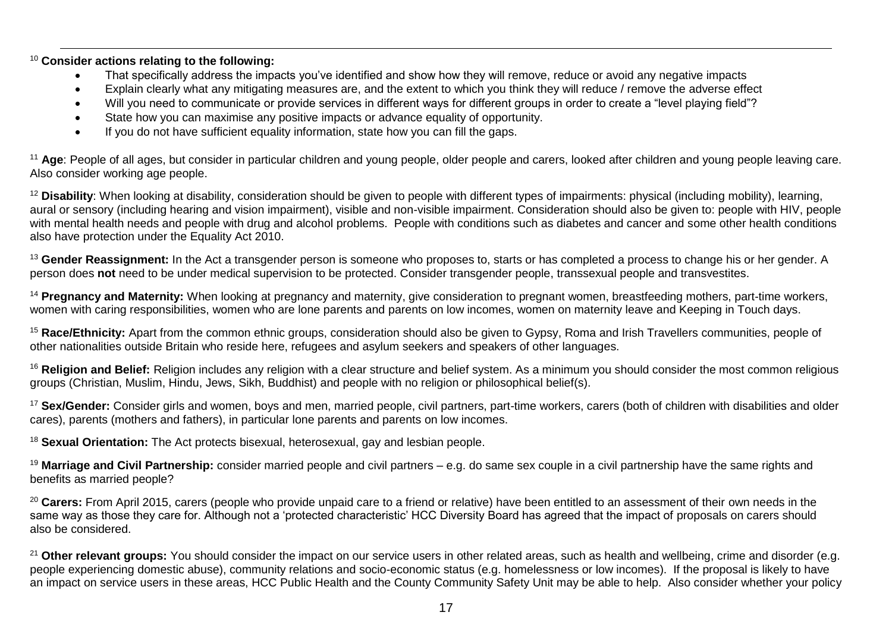[10] **Consider actions relating to the following:**

- That specifically address the impacts you've identified and show how they will remove, reduce or avoid any negative impacts
- Explain clearly what any mitigating measures are, and the extent to which you think they will reduce / remove the adverse effect
- Will you need to communicate or provide services in different ways for different groups in order to create a "level playing field"?
- State how you can maximise any positive impacts or advance equality of opportunity.
- If you do not have sufficient equality information, state how you can fill the gaps.

[11] **Age**: People of all ages, but consider in particular children and young people, older people and carers, looked after children and young people leaving care. Also consider working age people.

[12] **Disability**: When looking at disability, consideration should be given to people with different types of impairments: physical (including mobility), learning, aural or sensory (including hearing and vision impairment), visible and non-visible impairment. Consideration should also be given to: people with HIV, people with mental health needs and people with drug and alcohol problems. People with conditions such as diabetes and cancer and some other health conditions also have protection under the Equality Act 2010.

[13] **Gender Reassignment:** In the Act a transgender person is someone who proposes to, starts or has completed a process to change his or her gender. A person does **not** need to be under medical supervision to be protected. Consider transgender people, transsexual people and transvestites.

[14] **Pregnancy and Maternity:** When looking at pregnancy and maternity, give consideration to pregnant women, breastfeeding mothers, part-time workers, women with caring responsibilities, women who are lone parents and parents on low incomes, women on maternity leave and Keeping in Touch days.

[15] **Race/Ethnicity:** Apart from the common ethnic groups, consideration should also be given to Gypsy, Roma and Irish Travellers communities, people of other nationalities outside Britain who reside here, refugees and asylum seekers and speakers of other languages.

[16] **Religion and Belief:** Religion includes any religion with a clear structure and belief system. As a minimum you should consider the most common religious groups (Christian, Muslim, Hindu, Jews, Sikh, Buddhist) and people with no religion or philosophical belief(s).

[17] **Sex/Gender:** Consider girls and women, boys and men, married people, civil partners, part-time workers, carers (both of children with disabilities and older cares), parents (mothers and fathers), in particular lone parents and parents on low incomes.

[18] **Sexual Orientation:** The Act protects bisexual, heterosexual, gay and lesbian people.

[19] **Marriage and Civil Partnership:** consider married people and civil partners – e.g. do same sex couple in a civil partnership have the same rights and benefits as married people?

[20] **Carers:** From April 2015, carers (people who provide unpaid care to a friend or relative) have been entitled to an assessment of their own needs in the same way as those they care for. Although not a 'protected characteristic' HCC Diversity Board has agreed that the impact of proposals on carers should also be considered.

[21] **Other relevant groups:** You should consider the impact on our service users in other related areas, such as health and wellbeing, crime and disorder (e.g. people experiencing domestic abuse), community relations and socio-economic status (e.g. homelessness or low incomes). If the proposal is likely to have an impact on service users in these areas, HCC Public Health and the County Community Safety Unit may be able to help. Also consider whether your policy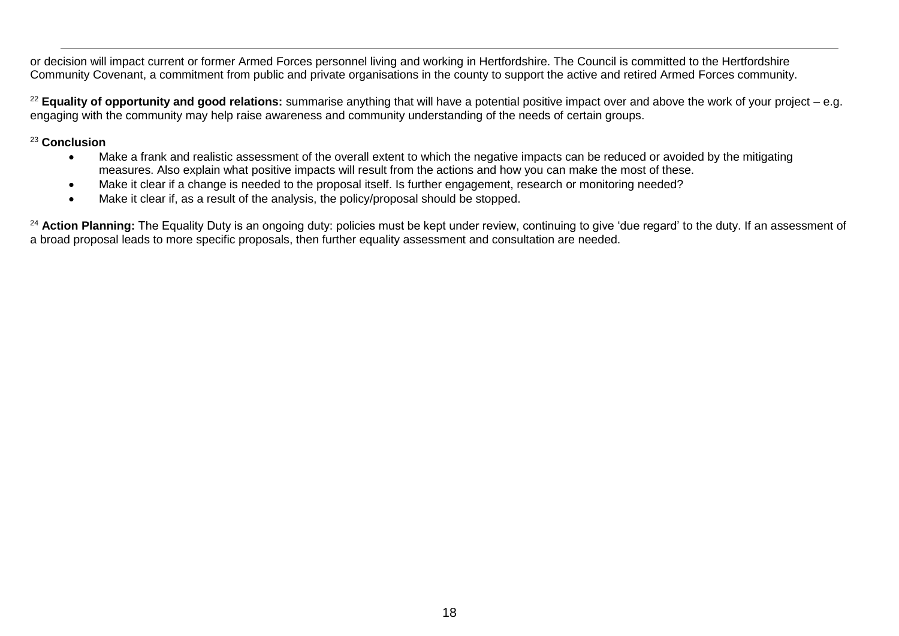or decision will impact current or former Armed Forces personnel living and working in Hertfordshire. The Council is committed to the Hertfordshire Community Covenant, a commitment from public and private organisations in the county to support the active and retired Armed Forces community.

[22] **Equality of opportunity and good relations:** summarise anything that will have a potential positive impact over and above the work of your project – e.g. engaging with the community may help raise awareness and community understanding of the needs of certain groups.

[23] **Conclusion**

- Make a frank and realistic assessment of the overall extent to which the negative impacts can be reduced or avoided by the mitigating measures. Also explain what positive impacts will result from the actions and how you can make the most of these.
- Make it clear if a change is needed to the proposal itself. Is further engagement, research or monitoring needed?
- Make it clear if, as a result of the analysis, the policy/proposal should be stopped.

[24] **Action Planning:** The Equality Duty is an ongoing duty: policies must be kept under review, continuing to give 'due regard' to the duty. If an assessment of a broad proposal leads to more specific proposals, then further equality assessment and consultation are needed.